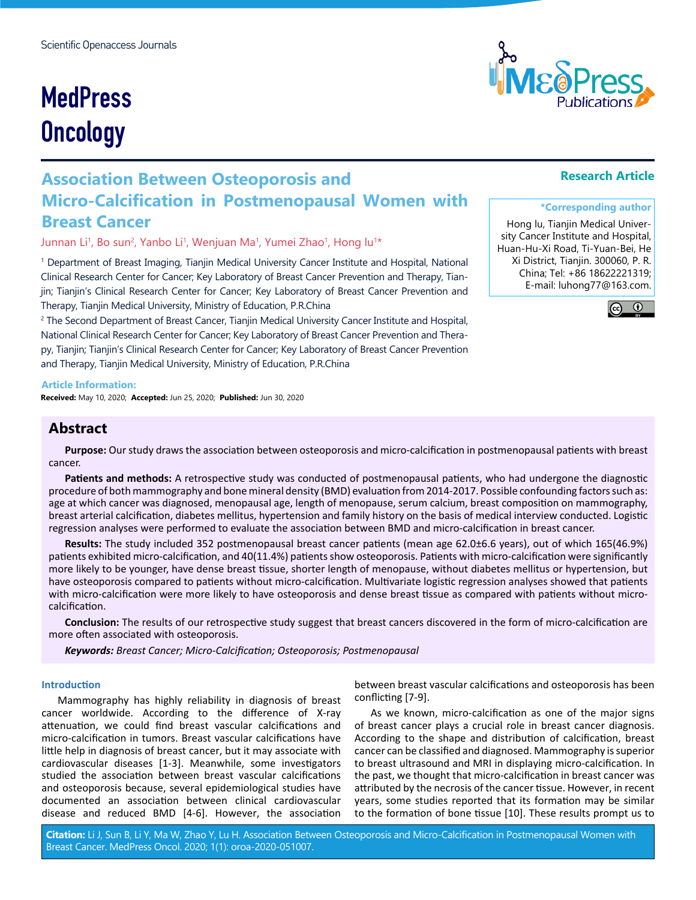Scientific Openaccess Journals

# MedPress Oncology

**Research Article**

# Association Between Osteoporosis and Micro-Calcification in Postmenopausal Women with Breast Cancer

Junnan Li[1], Bo sun[2], Yanbo Li[1], Wenjuan Ma[1], Yumei Zhao[1], Hong lu[1]*

[1] Department of Breast Imaging, Tianjin Medical University Cancer Institute and Hospital, National Clinical Research Center for Cancer; Key Laboratory of Breast Cancer Prevention and Therapy, Tianjin; Tianjin's Clinical Research Center for Cancer; Key Laboratory of Breast Cancer Prevention and Therapy, Tianjin Medical University, Ministry of Education, P.R.China

[2] The Second Department of Breast Cancer, Tianjin Medical University Cancer Institute and Hospital, National Clinical Research Center for Cancer; Key Laboratory of Breast Cancer Prevention and Therapy, Tianjin; Tianjin's Clinical Research Center for Cancer; Key Laboratory of Breast Cancer Prevention and Therapy, Tianjin Medical University, Ministry of Education, P.R.China

**\*Corresponding author**

Hong lu, Tianjin Medical University Cancer Institute and Hospital, Huan-Hu-Xi Road, Ti-Yuan-Bei, He Xi District, Tianjin. 300060, P. R. China; Tel: +86 18622221319; E-mail: luhong77@163.com.

**Article Information:**

**Received:** May 10, 2020; **Accepted:** Jun 25, 2020; **Published:** Jun 30, 2020

## Abstract

**Purpose:** Our study draws the association between osteoporosis and micro-calcification in postmenopausal patients with breast cancer.

**Patients and methods:** A retrospective study was conducted of postmenopausal patients, who had undergone the diagnostic procedure of both mammography and bone mineral density (BMD) evaluation from 2014-2017. Possible confounding factors such as: age at which cancer was diagnosed, menopausal age, length of menopause, serum calcium, breast composition on mammography, breast arterial calcification, diabetes mellitus, hypertension and family history on the basis of medical interview conducted. Logistic regression analyses were performed to evaluate the association between BMD and micro-calcification in breast cancer.

**Results:** The study included 352 postmenopausal breast cancer patients (mean age 62.0±6.6 years), out of which 165(46.9%) patients exhibited micro-calcification, and 40(11.4%) patients show osteoporosis. Patients with micro-calcification were significantly more likely to be younger, have dense breast tissue, shorter length of menopause, without diabetes mellitus or hypertension, but have osteoporosis compared to patients without micro-calcification. Multivariate logistic regression analyses showed that patients with micro-calcification were more likely to have osteoporosis and dense breast tissue as compared with patients without micro-calcification.

**Conclusion:** The results of our retrospective study suggest that breast cancers discovered in the form of micro-calcification are more often associated with osteoporosis.

***Keywords:*** *Breast Cancer; Micro-Calcification; Osteoporosis; Postmenopausal*

## Introduction

Mammography has highly reliability in diagnosis of breast cancer worldwide. According to the difference of X-ray attenuation, we could find breast vascular calcifications and micro-calcification in tumors. Breast vascular calcifications have little help in diagnosis of breast cancer, but it may associate with cardiovascular diseases [1-3]. Meanwhile, some investigators studied the association between breast vascular calcifications and osteoporosis because, several epidemiological studies have documented an association between clinical cardiovascular disease and reduced BMD [4-6]. However, the association between breast vascular calcifications and osteoporosis has been conflicting [7-9].

As we known, micro-calcification as one of the major signs of breast cancer plays a crucial role in breast cancer diagnosis. According to the shape and distribution of calcification, breast cancer can be classified and diagnosed. Mammography is superior to breast ultrasound and MRI in displaying micro-calcification. In the past, we thought that micro-calcification in breast cancer was attributed by the necrosis of the cancer tissue. However, in recent years, some studies reported that its formation may be similar to the formation of bone tissue [10]. These results prompt us to

**Citation:** Li J, Sun B, Li Y, Ma W, Zhao Y, Lu H. Association Between Osteoporosis and Micro-Calcification in Postmenopausal Women with Breast Cancer. MedPress Oncol. 2020; 1(1): oroa-2020-051007.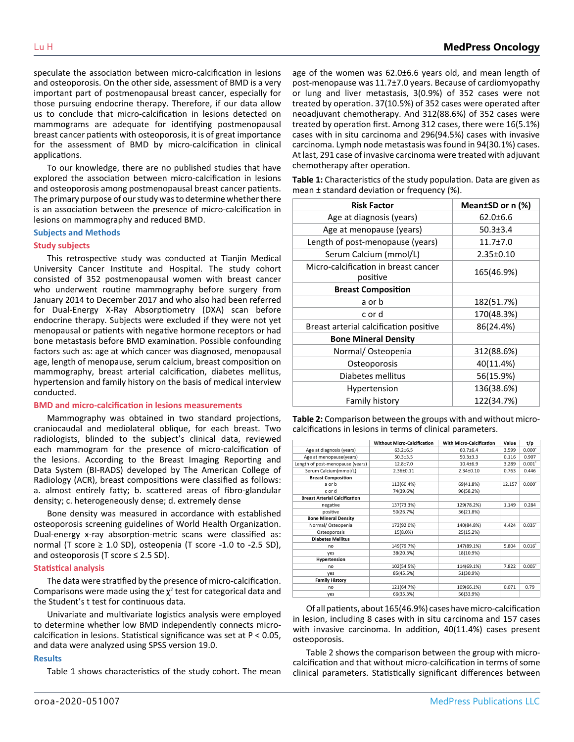speculate the association between micro-calcification in lesions and osteoporosis. On the other side, assessment of BMD is a very important part of postmenopausal breast cancer, especially for those pursuing endocrine therapy. Therefore, if our data allow us to conclude that micro-calcification in lesions detected on mammograms are adequate for identifying postmenopausal breast cancer patients with osteoporosis, it is of great importance for the assessment of BMD by micro-calcification in clinical applications.

To our knowledge, there are no published studies that have explored the association between micro-calcification in lesions and osteoporosis among postmenopausal breast cancer patients. The primary purpose of our study was to determine whether there is an association between the presence of micro-calcification in lesions on mammography and reduced BMD.

## Subjects and Methods

### Study subjects

This retrospective study was conducted at Tianjin Medical University Cancer Institute and Hospital. The study cohort consisted of 352 postmenopausal women with breast cancer who underwent routine mammography before surgery from January 2014 to December 2017 and who also had been referred for Dual-Energy X-Ray Absorptiometry (DXA) scan before endocrine therapy. Subjects were excluded if they were not yet menopausal or patients with negative hormone receptors or had bone metastasis before BMD examination. Possible confounding factors such as: age at which cancer was diagnosed, menopausal age, length of menopause, serum calcium, breast composition on mammography, breast arterial calcification, diabetes mellitus, hypertension and family history on the basis of medical interview conducted.

### BMD and micro-calcification in lesions measurements

Mammography was obtained in two standard projections, craniocaudal and mediolateral oblique, for each breast. Two radiologists, blinded to the subject's clinical data, reviewed each mammogram for the presence of micro-calcification of the lesions. According to the Breast Imaging Reporting and Data System (BI-RADS) developed by The American College of Radiology (ACR), breast compositions were classified as follows: a. almost entirely fatty; b. scattered areas of fibro-glandular density; c. heterogeneously dense; d. extremely dense

Bone density was measured in accordance with established osteoporosis screening guidelines of World Health Organization. Dual-energy x-ray absorption-metric scans were classified as: normal (T score ≥ 1.0 SD), osteopenia (T score -1.0 to -2.5 SD), and osteoporosis (T score ≤ 2.5 SD).

### Statistical analysis

The data were stratified by the presence of micro-calcification. Comparisons were made using the $\chi^2$ test for categorical data and the Student's t test for continuous data.

Univariate and multivariate logistics analysis were employed to determine whether low BMD independently connects micro-calcification in lesions. Statistical significance was set at $P < 0.05$, and data were analyzed using SPSS version 19.0.

## Results

Table 1 shows characteristics of the study cohort. The mean age of the women was 62.0±6.6 years old, and mean length of post-menopause was 11.7±7.0 years. Because of cardiomyopathy or lung and liver metastasis, 3(0.9%) of 352 cases were not treated by operation. 37(10.5%) of 352 cases were operated after neoadjuvant chemotherapy. And 312(88.6%) of 352 cases were treated by operation first. Among 312 cases, there were 16(5.1%) cases with in situ carcinoma and 296(94.5%) cases with invasive carcinoma. Lymph node metastasis was found in 94(30.1%) cases. At last, 291 case of invasive carcinoma were treated with adjuvant chemotherapy after operation.

**Table 1:** Characteristics of the study population. Data are given as mean ± standard deviation or frequency (%).

| Risk Factor | Mean±SD or n (%) |
|---|---|
| Age at diagnosis (years) | 62.0±6.6 |
| Age at menopause (years) | 50.3±3.4 |
| Length of post-menopause (years) | 11.7±7.0 |
| Serum Calcium (mmol/L) | 2.35±0.10 |
| Micro-calcification in breast cancer positive | 165(46.9%) |
| **Breast Composition** | |
| a or b | 182(51.7%) |
| c or d | 170(48.3%) |
| Breast arterial calcification positive | 86(24.4%) |
| **Bone Mineral Density** | |
| Normal/ Osteopenia | 312(88.6%) |
| Osteoporosis | 40(11.4%) |
| Diabetes mellitus | 56(15.9%) |
| Hypertension | 136(38.6%) |
| Family history | 122(34.7%) |

**Table 2:** Comparison between the groups with and without micro-calcifications in lesions in terms of clinical parameters.

| | Without Micro-Calcification | With Micro-Calcification | Value | t/p |
|---|---|---|---|---|
| Age at diagnosis (years) | 63.2±6.5 | 60.7±6.4 | 3.599 | 0.000* |
| Age at menopause(years) | 50.3±3.5 | 50.3±3.3 | 0.116 | 0.907 |
| Length of post-menopause (years) | 12.8±7.0 | 10.4±6.9 | 3.289 | 0.001* |
| Serum Calcium(mmol/L) | 2.36±0.11 | 2.34±0.10 | 0.763 | 0.446 |
| **Breast Composition** | | | | |
| a or b | 113(60.4%) | 69(41.8%) | 12.157 | 0.000* |
| c or d | 74(39.6%) | 96(58.2%) | | |
| **Breast Arterial Calcification** | | | | |
| negative | 137(73.3%) | 129(78.2%) | 1.149 | 0.284 |
| positive | 50(26.7%) | 36(21.8%) | | |
| **Bone Mineral Density** | | | | |
| Normal/ Osteopenia | 172(92.0%) | 140(84.8%) | 4.424 | 0.035* |
| Osteoporosis | 15(8.0%) | 25(15.2%) | | |
| **Diabetes Mellitus** | | | | |
| no | 149(79.7%) | 147(89.1%) | 5.804 | 0.016* |
| yes | 38(20.3%) | 18(10.9%) | | |
| **Hypertension** | | | | |
| no | 102(54.5%) | 114(69.1%) | 7.822 | 0.005* |
| yes | 85(45.5%) | 51(30.9%) | | |
| **Family History** | | | | |
| no | 121(64.7%) | 109(66.1%) | 0.071 | 0.79 |
| yes | 66(35.3%) | 56(33.9%) | | |

Of all patients, about 165(46.9%) cases have micro-calcification in lesion, including 8 cases with in situ carcinoma and 157 cases with invasive carcinoma. In addition, 40(11.4%) cases present osteoporosis.

Table 2 shows the comparison between the group with micro-calcification and that without micro-calcification in terms of some clinical parameters. Statistically significant differences between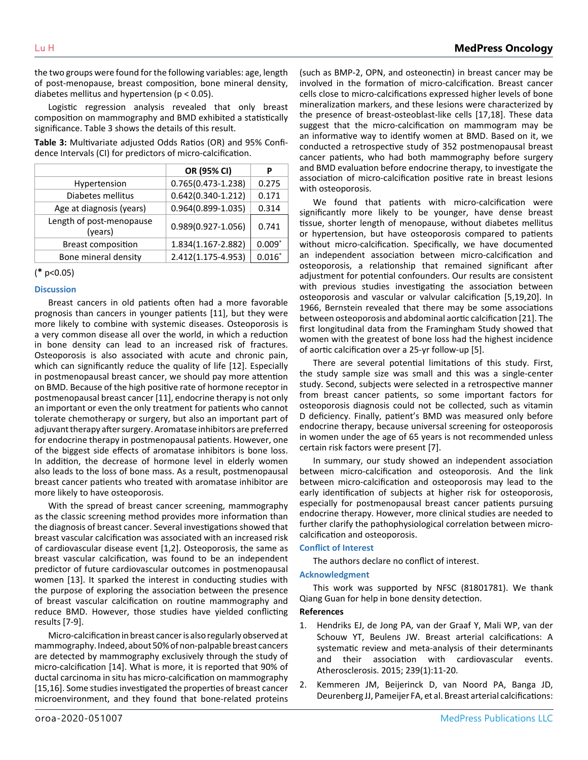the two groups were found for the following variables: age, length of post-menopause, breast composition, bone mineral density, diabetes mellitus and hypertension ($p < 0.05$).

Logistic regression analysis revealed that only breast composition on mammography and BMD exhibited a statistically significance. Table 3 shows the details of this result.

**Table 3:** Multivariate adjusted Odds Ratios (OR) and 95% Confidence Intervals (CI) for predictors of micro-calcification.

| | OR (95% CI) | P |
|---|---|---|
| Hypertension | 0.765(0.473-1.238) | 0.275 |
| Diabetes mellitus | 0.642(0.340-1.212) | 0.171 |
| Age at diagnosis (years) | 0.964(0.899-1.035) | 0.314 |
| Length of post-menopause (years) | 0.989(0.927-1.056) | 0.741 |
| Breast composition | 1.834(1.167-2.882) | 0.009* |
| Bone mineral density | 2.412(1.175-4.953) | 0.016* |

(**\*** p<0.05)

## Discussion

Breast cancers in old patients often had a more favorable prognosis than cancers in younger patients [11], but they were more likely to combine with systemic diseases. Osteoporosis is a very common disease all over the world, in which a reduction in bone density can lead to an increased risk of fractures. Osteoporosis is also associated with acute and chronic pain, which can significantly reduce the quality of life [12]. Especially in postmenopausal breast cancer, we should pay more attention on BMD. Because of the high positive rate of hormone receptor in postmenopausal breast cancer [11], endocrine therapy is not only an important or even the only treatment for patients who cannot tolerate chemotherapy or surgery, but also an important part of adjuvant therapy after surgery. Aromatase inhibitors are preferred for endocrine therapy in postmenopausal patients. However, one of the biggest side effects of aromatase inhibitors is bone loss. In addition, the decrease of hormone level in elderly women also leads to the loss of bone mass. As a result, postmenopausal breast cancer patients who treated with aromatase inhibitor are more likely to have osteoporosis.

With the spread of breast cancer screening, mammography as the classic screening method provides more information than the diagnosis of breast cancer. Several investigations showed that breast vascular calcification was associated with an increased risk of cardiovascular disease event [1,2]. Osteoporosis, the same as breast vascular calcification, was found to be an independent predictor of future cardiovascular outcomes in postmenopausal women [13]. It sparked the interest in conducting studies with the purpose of exploring the association between the presence of breast vascular calcification on routine mammography and reduce BMD. However, those studies have yielded conflicting results [7-9].

Micro-calcification in breast cancer is also regularly observed at mammography. Indeed, about 50% of non-palpable breast cancers are detected by mammography exclusively through the study of micro-calcification [14]. What is more, it is reported that 90% of ductal carcinoma in situ has micro-calcification on mammography [15,16]. Some studies investigated the properties of breast cancer microenvironment, and they found that bone-related proteins (such as BMP-2, OPN, and osteonectin) in breast cancer may be involved in the formation of micro-calcification. Breast cancer cells close to micro-calcifications expressed higher levels of bone mineralization markers, and these lesions were characterized by the presence of breast-osteoblast-like cells [17,18]. These data suggest that the micro-calcification on mammogram may be an informative way to identify women at BMD. Based on it, we conducted a retrospective study of 352 postmenopausal breast cancer patients, who had both mammography before surgery and BMD evaluation before endocrine therapy, to investigate the association of micro-calcification positive rate in breast lesions with osteoporosis.

We found that patients with micro-calcification were significantly more likely to be younger, have dense breast tissue, shorter length of menopause, without diabetes mellitus or hypertension, but have osteoporosis compared to patients without micro-calcification. Specifically, we have documented an independent association between micro-calcification and osteoporosis, a relationship that remained significant after adjustment for potential confounders. Our results are consistent with previous studies investigating the association between osteoporosis and vascular or valvular calcification [5,19,20]. In 1966, Bernstein revealed that there may be some associations between osteoporosis and abdominal aortic calcification [21]. The first longitudinal data from the Framingham Study showed that women with the greatest of bone loss had the highest incidence of aortic calcification over a 25-yr follow-up [5].

There are several potential limitations of this study. First, the study sample size was small and this was a single-center study. Second, subjects were selected in a retrospective manner from breast cancer patients, so some important factors for osteoporosis diagnosis could not be collected, such as vitamin D deficiency. Finally, patient's BMD was measured only before endocrine therapy, because universal screening for osteoporosis in women under the age of 65 years is not recommended unless certain risk factors were present [7].

In summary, our study showed an independent association between micro-calcification and osteoporosis. And the link between micro-calcification and osteoporosis may lead to the early identification of subjects at higher risk for osteoporosis, especially for postmenopausal breast cancer patients pursuing endocrine therapy. However, more clinical studies are needed to further clarify the pathophysiological correlation between micro-calcification and osteoporosis.

## Conflict of Interest

The authors declare no conflict of interest.

## Acknowledgment

This work was supported by NFSC (81801781). We thank Qiang Guan for help in bone density detection.

## References

1. Hendriks EJ, de Jong PA, van der Graaf Y, Mali WP, van der Schouw YT, Beulens JW. Breast arterial calcifications: A systematic review and meta-analysis of their determinants and their association with cardiovascular events. Atherosclerosis. 2015; 239(1):11-20.
2. Kemmeren JM, Beijerinck D, van Noord PA, Banga JD, Deurenberg JJ, Pameijer FA, et al. Breast arterial calcifications: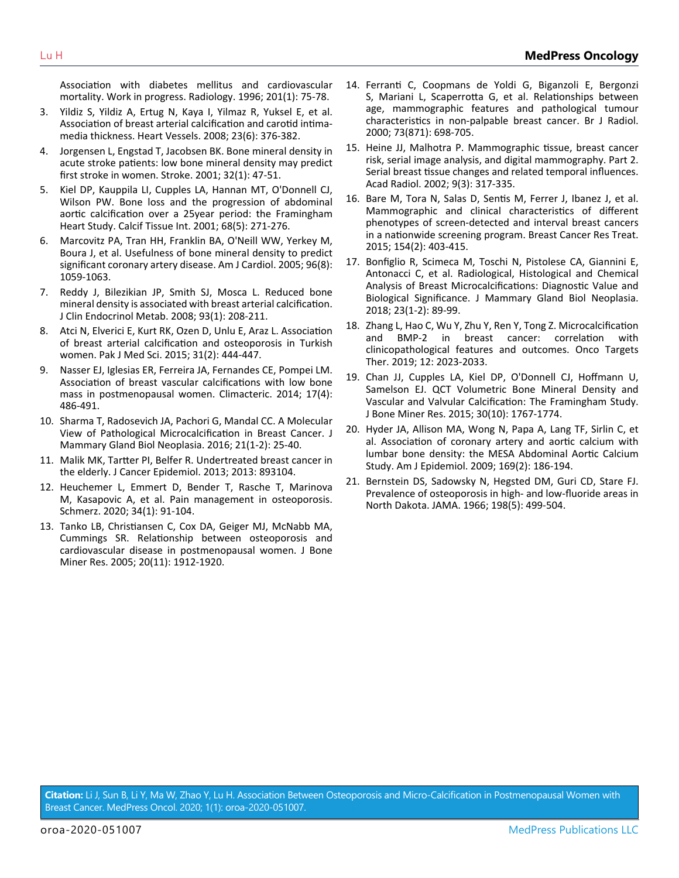Association with diabetes mellitus and cardiovascular mortality. Work in progress. Radiology. 1996; 201(1): 75-78.

3. Yildiz S, Yildiz A, Ertug N, Kaya I, Yilmaz R, Yuksel E, et al. Association of breast arterial calcification and carotid intima-media thickness. Heart Vessels. 2008; 23(6): 376-382.
4. Jorgensen L, Engstad T, Jacobsen BK. Bone mineral density in acute stroke patients: low bone mineral density may predict first stroke in women. Stroke. 2001; 32(1): 47-51.
5. Kiel DP, Kauppila LI, Cupples LA, Hannan MT, O'Donnell CJ, Wilson PW. Bone loss and the progression of abdominal aortic calcification over a 25year period: the Framingham Heart Study. Calcif Tissue Int. 2001; 68(5): 271-276.
6. Marcovitz PA, Tran HH, Franklin BA, O'Neill WW, Yerkey M, Boura J, et al. Usefulness of bone mineral density to predict significant coronary artery disease. Am J Cardiol. 2005; 96(8): 1059-1063.
7. Reddy J, Bilezikian JP, Smith SJ, Mosca L. Reduced bone mineral density is associated with breast arterial calcification. J Clin Endocrinol Metab. 2008; 93(1): 208-211.
8. Atci N, Elverici E, Kurt RK, Ozen D, Unlu E, Araz L. Association of breast arterial calcification and osteoporosis in Turkish women. Pak J Med Sci. 2015; 31(2): 444-447.
9. Nasser EJ, Iglesias ER, Ferreira JA, Fernandes CE, Pompei LM. Association of breast vascular calcifications with low bone mass in postmenopausal women. Climacteric. 2014; 17(4): 486-491.
10. Sharma T, Radosevich JA, Pachori G, Mandal CC. A Molecular View of Pathological Microcalcification in Breast Cancer. J Mammary Gland Biol Neoplasia. 2016; 21(1-2): 25-40.
11. Malik MK, Tartter PI, Belfer R. Undertreated breast cancer in the elderly. J Cancer Epidemiol. 2013; 2013: 893104.
12. Heuchemer L, Emmert D, Bender T, Rasche T, Marinova M, Kasapovic A, et al. Pain management in osteoporosis. Schmerz. 2020; 34(1): 91-104.
13. Tanko LB, Christiansen C, Cox DA, Geiger MJ, McNabb MA, Cummings SR. Relationship between osteoporosis and cardiovascular disease in postmenopausal women. J Bone Miner Res. 2005; 20(11): 1912-1920.
14. Ferranti C, Coopmans de Yoldi G, Biganzoli E, Bergonzi S, Mariani L, Scaperrotta G, et al. Relationships between age, mammographic features and pathological tumour characteristics in non-palpable breast cancer. Br J Radiol. 2000; 73(871): 698-705.
15. Heine JJ, Malhotra P. Mammographic tissue, breast cancer risk, serial image analysis, and digital mammography. Part 2. Serial breast tissue changes and related temporal influences. Acad Radiol. 2002; 9(3): 317-335.
16. Bare M, Tora N, Salas D, Sentis M, Ferrer J, Ibanez J, et al. Mammographic and clinical characteristics of different phenotypes of screen-detected and interval breast cancers in a nationwide screening program. Breast Cancer Res Treat. 2015; 154(2): 403-415.
17. Bonfiglio R, Scimeca M, Toschi N, Pistolese CA, Giannini E, Antonacci C, et al. Radiological, Histological and Chemical Analysis of Breast Microcalcifications: Diagnostic Value and Biological Significance. J Mammary Gland Biol Neoplasia. 2018; 23(1-2): 89-99.
18. Zhang L, Hao C, Wu Y, Zhu Y, Ren Y, Tong Z. Microcalcification and BMP-2 in breast cancer: correlation with clinicopathological features and outcomes. Onco Targets Ther. 2019; 12: 2023-2033.
19. Chan JJ, Cupples LA, Kiel DP, O'Donnell CJ, Hoffmann U, Samelson EJ. QCT Volumetric Bone Mineral Density and Vascular and Valvular Calcification: The Framingham Study. J Bone Miner Res. 2015; 30(10): 1767-1774.
20. Hyder JA, Allison MA, Wong N, Papa A, Lang TF, Sirlin C, et al. Association of coronary artery and aortic calcium with lumbar bone density: the MESA Abdominal Aortic Calcium Study. Am J Epidemiol. 2009; 169(2): 186-194.
21. Bernstein DS, Sadowsky N, Hegsted DM, Guri CD, Stare FJ. Prevalence of osteoporosis in high- and low-fluoride areas in North Dakota. JAMA. 1966; 198(5): 499-504.

**Citation:** Li J, Sun B, Li Y, Ma W, Zhao Y, Lu H. Association Between Osteoporosis and Micro-Calcification in Postmenopausal Women with Breast Cancer. MedPress Oncol. 2020; 1(1): oroa-2020-051007.